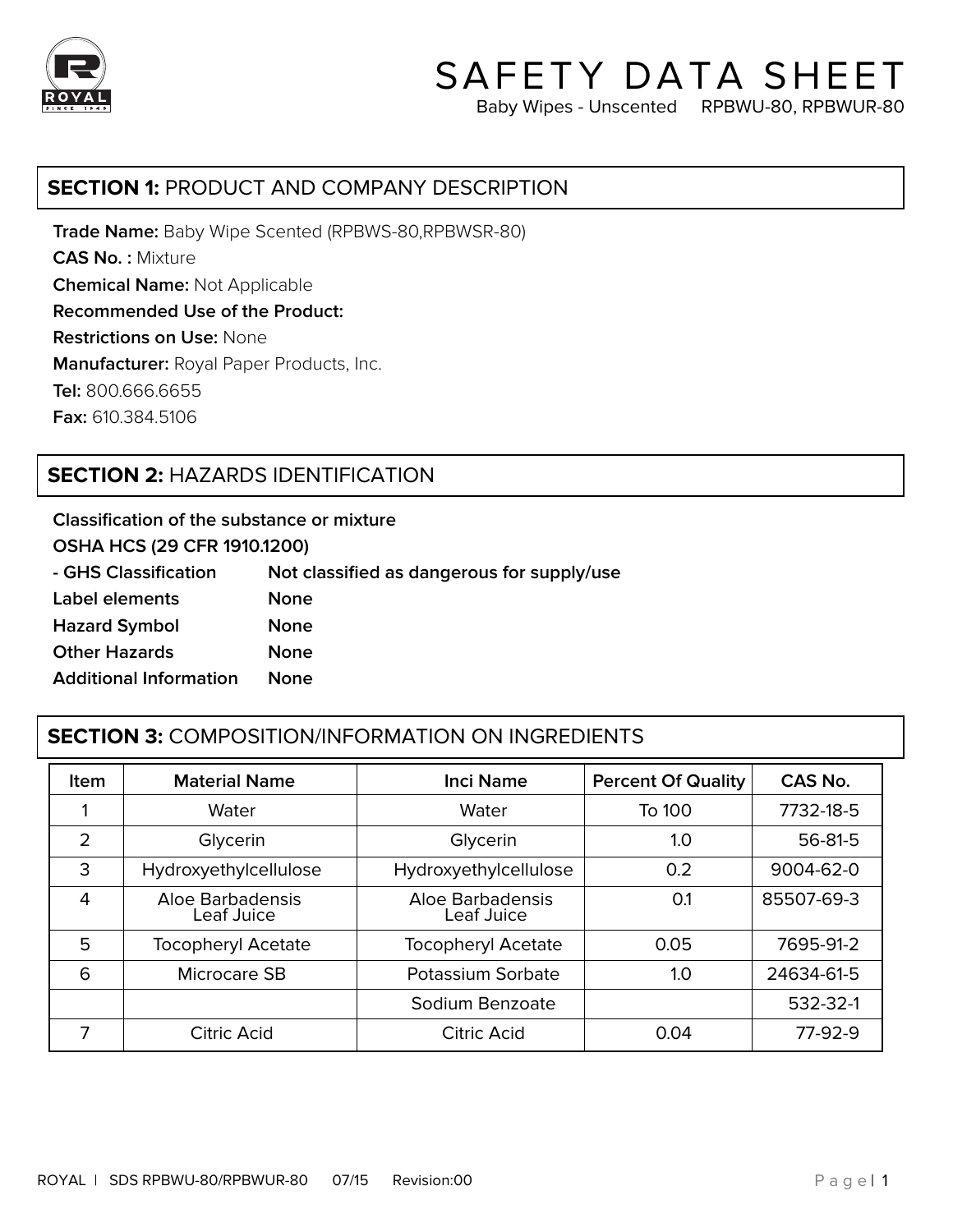# SAFETY DATA SHEET

Baby Wipes - Unscented RPBWU-80, RPBWUR-80

## SECTION 1: PRODUCT AND COMPANY DESCRIPTION

**Trade Name:** Baby Wipe Scented (RPBWS-80,RPBWSR-80)
**CAS No. :** Mixture
**Chemical Name:** Not Applicable
**Recommended Use of the Product:**
**Restrictions on Use:** None
**Manufacturer:** Royal Paper Products, Inc.
**Tel:** 800.666.6655
**Fax:** 610.384.5106

## SECTION 2: HAZARDS IDENTIFICATION

**Classification of the substance or mixture**
**OSHA HCS (29 CFR 1910.1200)**

| | |
|---|---|
| **- GHS Classification** | **Not classified as dangerous for supply/use** |
| **Label elements** | **None** |
| **Hazard Symbol** | **None** |
| **Other Hazards** | **None** |
| **Additional Information** | **None** |

## SECTION 3: COMPOSITION/INFORMATION ON INGREDIENTS

| Item | Material Name | Inci Name | Percent Of Quality | CAS No. |
|---|---|---|---|---|
| 1 | Water | Water | To 100 | 7732-18-5 |
| 2 | Glycerin | Glycerin | 1.0 | 56-81-5 |
| 3 | Hydroxyethylcellulose | Hydroxyethylcellulose | 0.2 | 9004-62-0 |
| 4 | Aloe Barbadensis Leaf Juice | Aloe Barbadensis Leaf Juice | 0.1 | 85507-69-3 |
| 5 | Tocopheryl Acetate | Tocopheryl Acetate | 0.05 | 7695-91-2 |
| 6 | Microcare SB | Potassium Sorbate | 1.0 | 24634-61-5 |
| | | Sodium Benzoate | | 532-32-1 |
| 7 | Citric Acid | Citric Acid | 0.04 | 77-92-9 |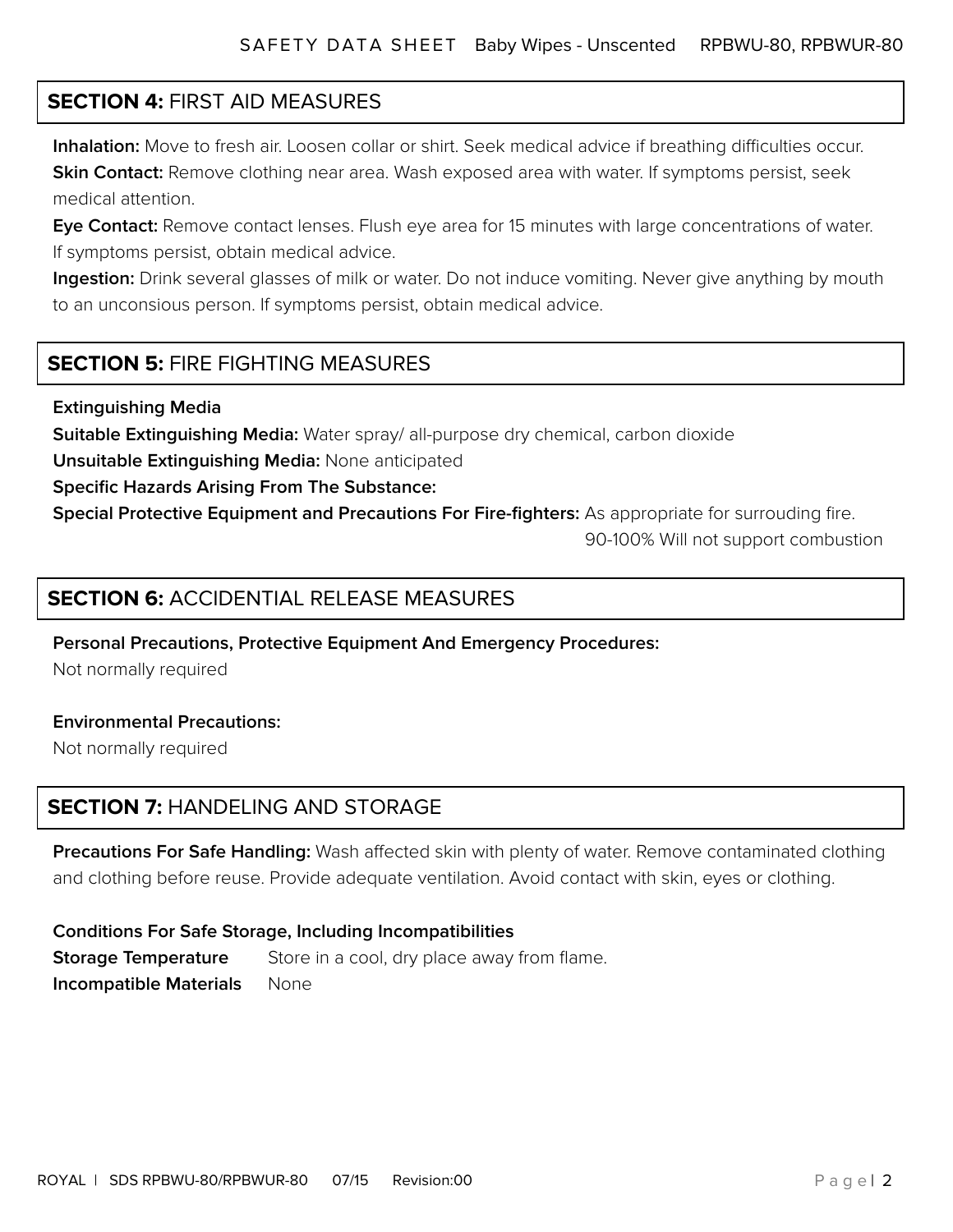## **SECTION 4:** FIRST AID MEASURES

**Inhalation:** Move to fresh air. Loosen collar or shirt. Seek medical advice if breathing difficulties occur.
**Skin Contact:** Remove clothing near area. Wash exposed area with water. If symptoms persist, seek medical attention.
**Eye Contact:** Remove contact lenses. Flush eye area for 15 minutes with large concentrations of water. If symptoms persist, obtain medical advice.
**Ingestion:** Drink several glasses of milk or water. Do not induce vomiting. Never give anything by mouth to an unconsious person. If symptoms persist, obtain medical advice.

## **SECTION 5:** FIRE FIGHTING MEASURES

**Extinguishing Media**
**Suitable Extinguishing Media:** Water spray/ all-purpose dry chemical, carbon dioxide
**Unsuitable Extinguishing Media:** None anticipated
**Specific Hazards Arising From The Substance:**
**Special Protective Equipment and Precautions For Fire-fighters:** As appropriate for surrouding fire.
90-100% Will not support combustion

## **SECTION 6:** ACCIDENTIAL RELEASE MEASURES

**Personal Precautions, Protective Equipment And Emergency Procedures:**
Not normally required

**Environmental Precautions:**
Not normally required

## **SECTION 7:** HANDELING AND STORAGE

**Precautions For Safe Handling:** Wash affected skin with plenty of water. Remove contaminated clothing and clothing before reuse. Provide adequate ventilation. Avoid contact with skin, eyes or clothing.

**Conditions For Safe Storage, Including Incompatibilities**
**Storage Temperature** Store in a cool, dry place away from flame.
**Incompatible Materials** None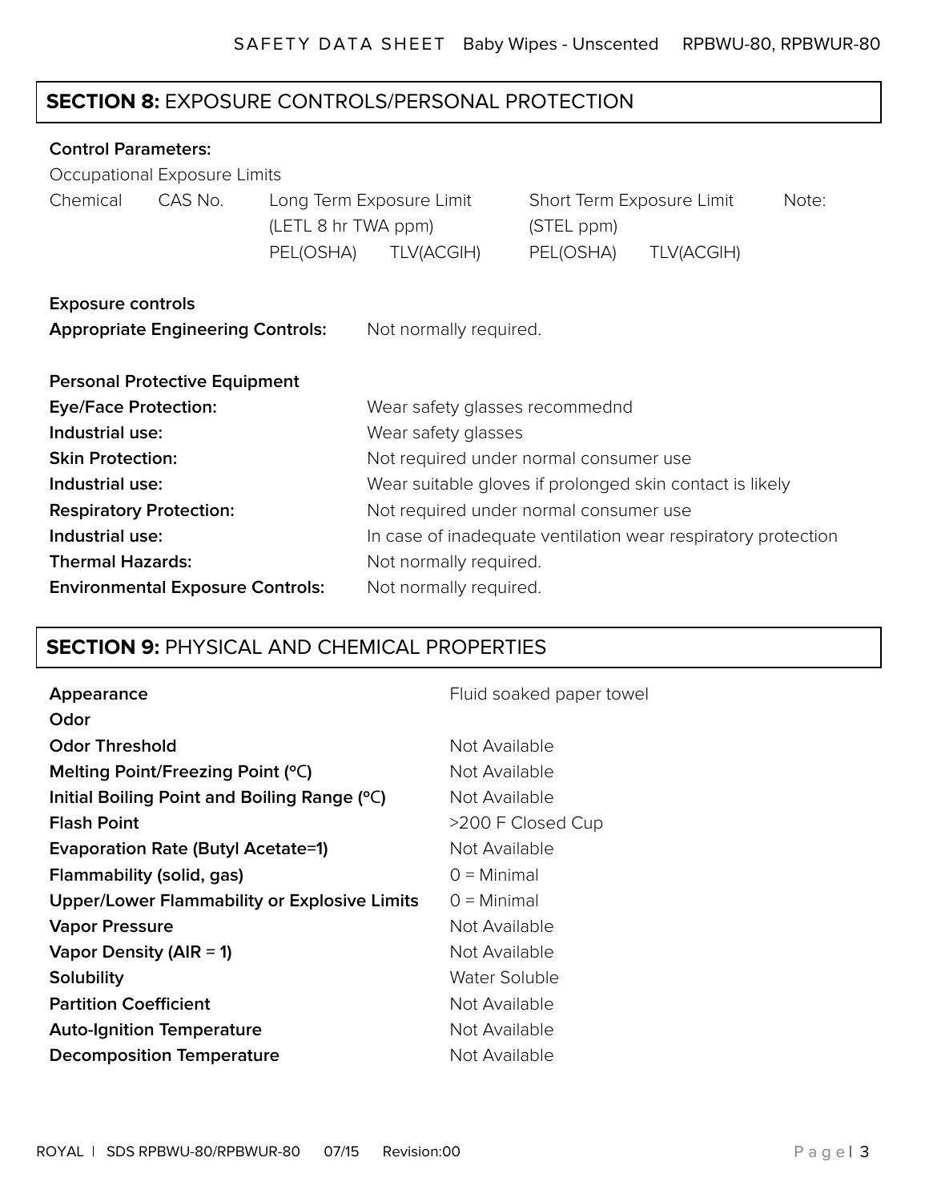## SECTION 8: EXPOSURE CONTROLS/PERSONAL PROTECTION

**Control Parameters:**

Occupational Exposure Limits

| Chemical | CAS No. | Long Term Exposure Limit (LETL 8 hr TWA ppm) | | Short Term Exposure Limit (STEL ppm) | | Note: |
|---|---|---|---|---|---|---|
| | | PEL(OSHA) | TLV(ACGIH) | PEL(OSHA) | TLV(ACGIH) | |

**Exposure controls**

**Appropriate Engineering Controls:** Not normally required.

**Personal Protective Equipment**

**Eye/Face Protection:** Wear safety glasses recommednd

**Industrial use:** Wear safety glasses

**Skin Protection:** Not required under normal consumer use

**Industrial use:** Wear suitable gloves if prolonged skin contact is likely

**Respiratory Protection:** Not required under normal consumer use

**Industrial use:** In case of inadequate ventilation wear respiratory protection

**Thermal Hazards:** Not normally required.

**Environmental Exposure Controls:** Not normally required.

## SECTION 9: PHYSICAL AND CHEMICAL PROPERTIES

| | |
|---|---|
| **Appearance** | Fluid soaked paper towel |
| **Odor** | |
| **Odor Threshold** | Not Available |
| **Melting Point/Freezing Point (°C)** | Not Available |
| **Initial Boiling Point and Boiling Range (°C)** | Not Available |
| **Flash Point** | >200 F Closed Cup |
| **Evaporation Rate (Butyl Acetate=1)** | Not Available |
| **Flammability (solid, gas)** | 0 = Minimal |
| **Upper/Lower Flammability or Explosive Limits** | 0 = Minimal |
| **Vapor Pressure** | Not Available |
| **Vapor Density (AIR = 1)** | Not Available |
| **Solubility** | Water Soluble |
| **Partition Coefficient** | Not Available |
| **Auto-Ignition Temperature** | Not Available |
| **Decomposition Temperature** | Not Available |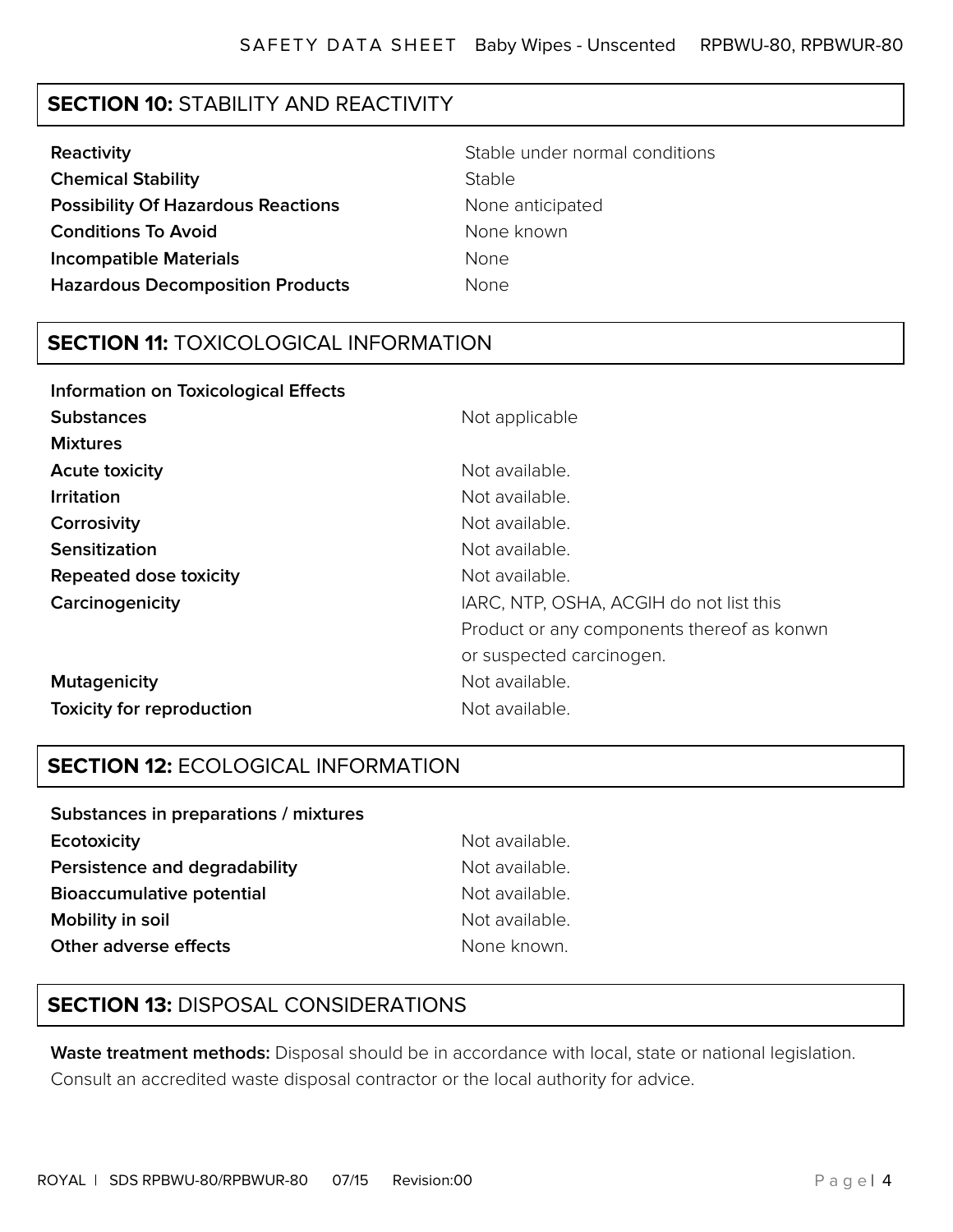## SECTION 10: STABILITY AND REACTIVITY

| | |
|---|---|
| **Reactivity** | Stable under normal conditions |
| **Chemical Stability** | Stable |
| **Possibility Of Hazardous Reactions** | None anticipated |
| **Conditions To Avoid** | None known |
| **Incompatible Materials** | None |
| **Hazardous Decomposition Products** | None |

## SECTION 11: TOXICOLOGICAL INFORMATION

| | |
|---|---|
| **Information on Toxicological Effects** | |
| **Substances** | Not applicable |
| **Mixtures** | |
| **Acute toxicity** | Not available. |
| **Irritation** | Not available. |
| **Corrosivity** | Not available. |
| **Sensitization** | Not available. |
| **Repeated dose toxicity** | Not available. |
| **Carcinogenicity** | IARC, NTP, OSHA, ACGIH do not list this Product or any components thereof as konwn or suspected carcinogen. |
| **Mutagenicity** | Not available. |
| **Toxicity for reproduction** | Not available. |

## SECTION 12: ECOLOGICAL INFORMATION

| | |
|---|---|
| **Substances in preparations / mixtures** | |
| **Ecotoxicity** | Not available. |
| **Persistence and degradability** | Not available. |
| **Bioaccumulative potential** | Not available. |
| **Mobility in soil** | Not available. |
| **Other adverse effects** | None known. |

## SECTION 13: DISPOSAL CONSIDERATIONS

**Waste treatment methods:** Disposal should be in accordance with local, state or national legislation. Consult an accredited waste disposal contractor or the local authority for advice.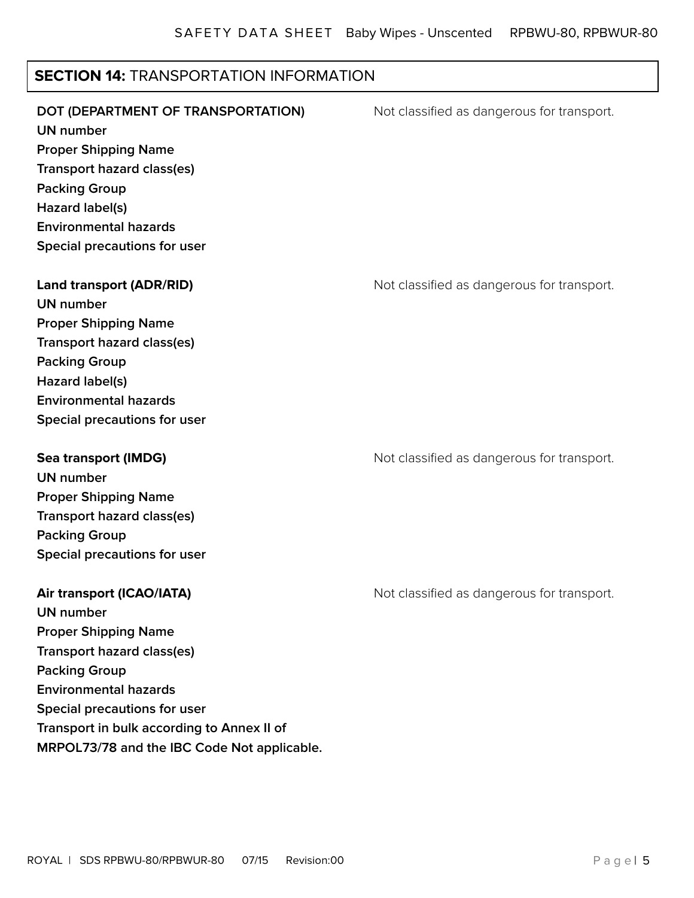## SECTION 14: TRANSPORTATION INFORMATION

**DOT (DEPARTMENT OF TRANSPORTATION)** Not classified as dangerous for transport.

**UN number**
**Proper Shipping Name**
**Transport hazard class(es)**
**Packing Group**
**Hazard label(s)**
**Environmental hazards**
**Special precautions for user**

**Land transport (ADR/RID)** Not classified as dangerous for transport.

**UN number**
**Proper Shipping Name**
**Transport hazard class(es)**
**Packing Group**
**Hazard label(s)**
**Environmental hazards**
**Special precautions for user**

**Sea transport (IMDG)** Not classified as dangerous for transport.

**UN number**
**Proper Shipping Name**
**Transport hazard class(es)**
**Packing Group**
**Special precautions for user**

**Air transport (ICAO/IATA)** Not classified as dangerous for transport.

**UN number**
**Proper Shipping Name**
**Transport hazard class(es)**
**Packing Group**
**Environmental hazards**
**Special precautions for user**
**Transport in bulk according to Annex II of MRPOL73/78 and the IBC Code Not applicable.**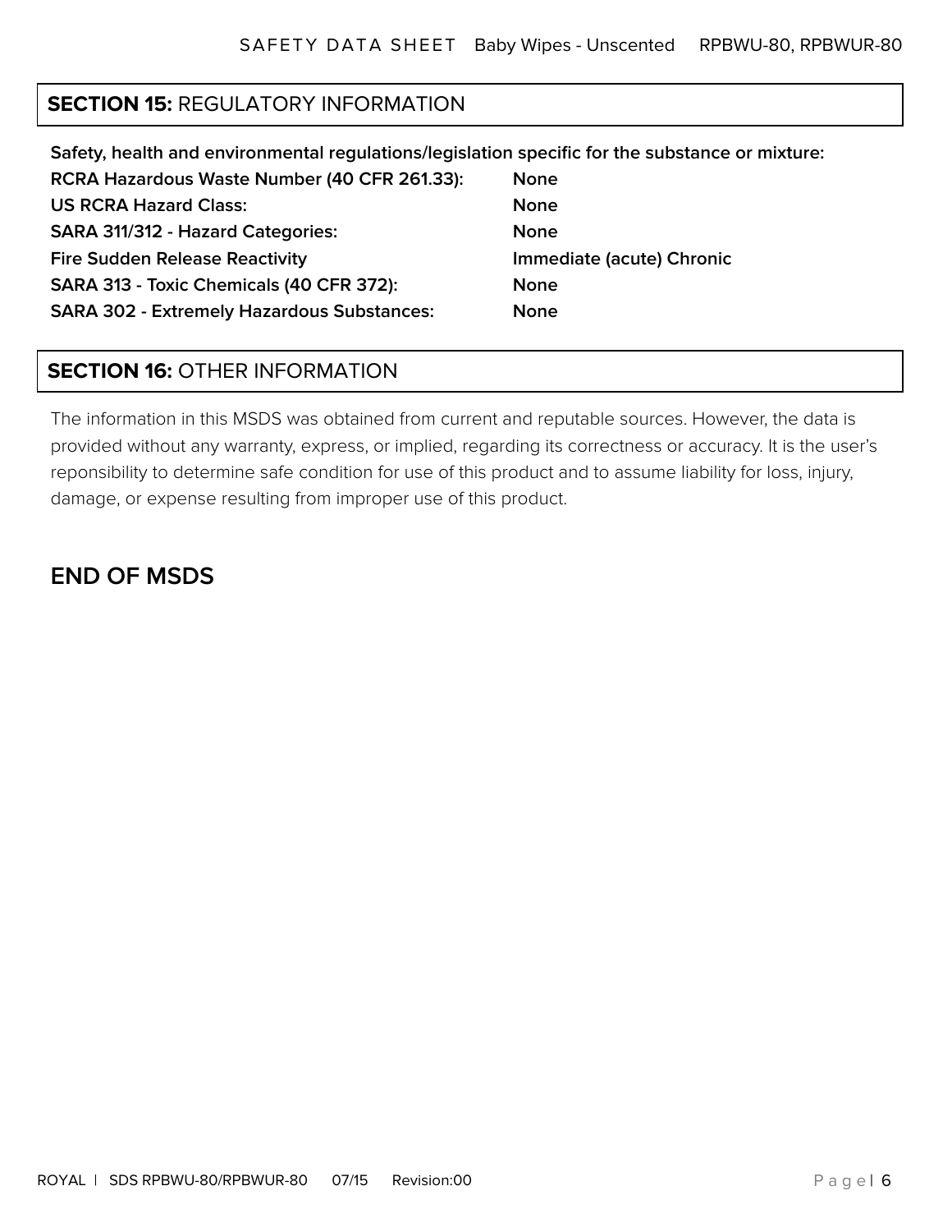## **SECTION 15:** REGULATORY INFORMATION

**Safety, health and environmental regulations/legislation specific for the substance or mixture:**

| | |
|---|---|
| **RCRA Hazardous Waste Number (40 CFR 261.33):** | **None** |
| **US RCRA Hazard Class:** | **None** |
| **SARA 311/312 - Hazard Categories:** | **None** |
| **Fire Sudden Release Reactivity** | **Immediate (acute) Chronic** |
| **SARA 313 - Toxic Chemicals (40 CFR 372):** | **None** |
| **SARA 302 - Extremely Hazardous Substances:** | **None** |

## **SECTION 16:** OTHER INFORMATION

The information in this MSDS was obtained from current and reputable sources. However, the data is provided without any warranty, express, or implied, regarding its correctness or accuracy. It is the user's reponsibility to determine safe condition for use of this product and to assume liability for loss, injury, damage, or expense resulting from improper use of this product.

## END OF MSDS